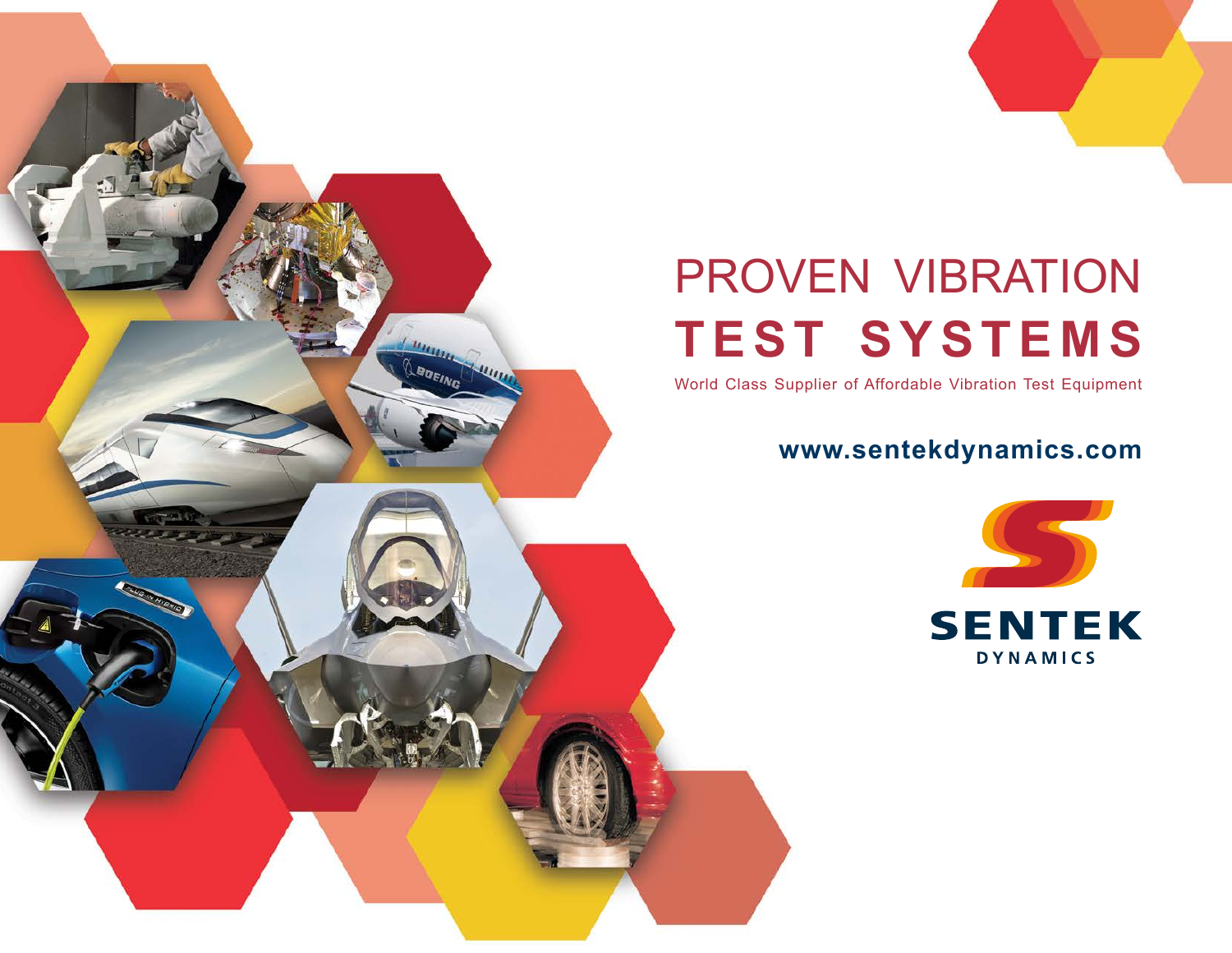# PROVEN VIBRATION TEST SYSTEMS

World Class Supplier of Affordable Vibration Test Equipment

**www.sentekdynamics.com**

**SENTEK**
DYNAMICS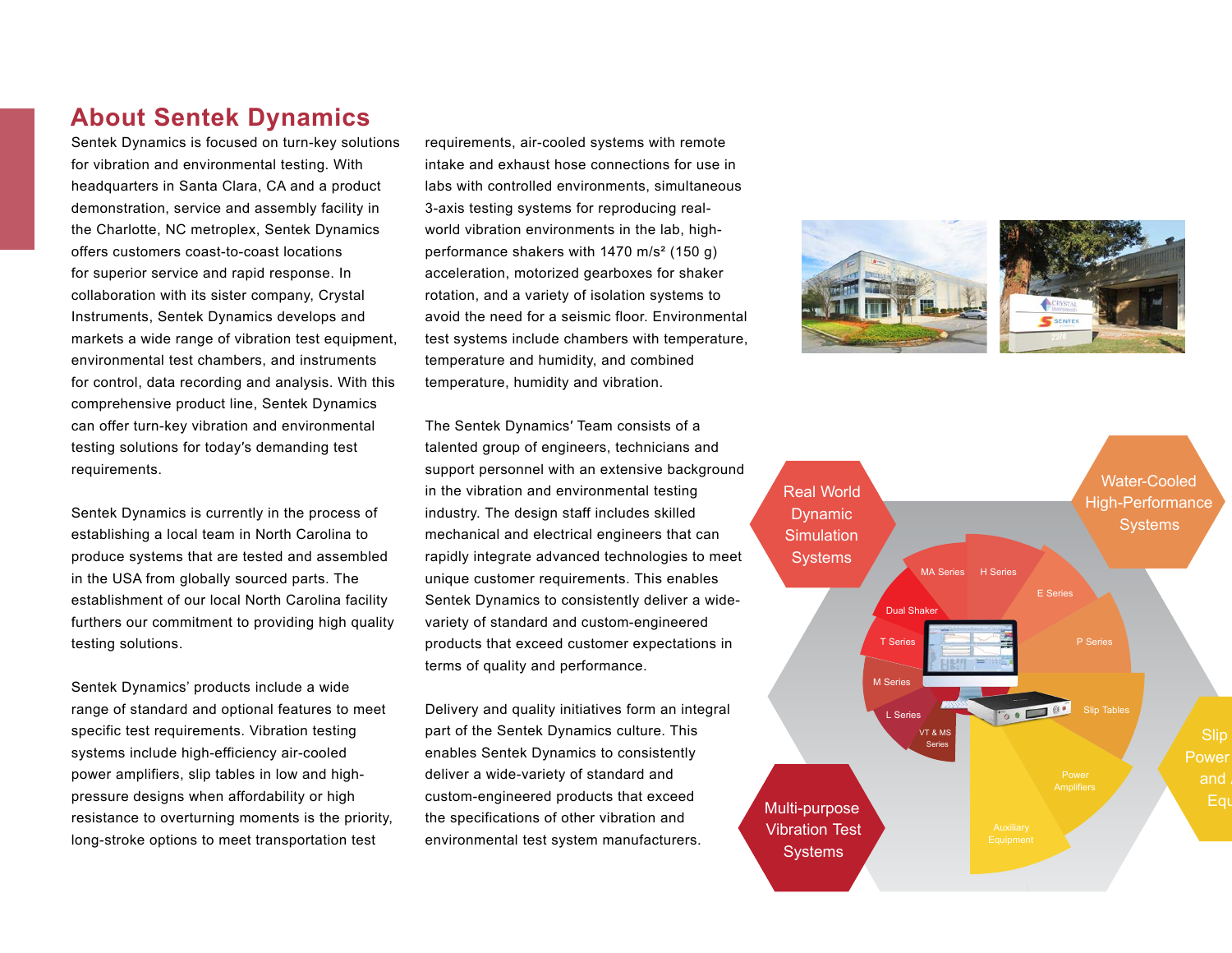## About Sentek Dynamics

Sentek Dynamics is focused on turn-key solutions for vibration and environmental testing. With headquarters in Santa Clara, CA and a product demonstration, service and assembly facility in the Charlotte, NC metroplex, Sentek Dynamics offers customers coast-to-coast locations for superior service and rapid response. In collaboration with its sister company, Crystal Instruments, Sentek Dynamics develops and markets a wide range of vibration test equipment, environmental test chambers, and instruments for control, data recording and analysis. With this comprehensive product line, Sentek Dynamics can offer turn-key vibration and environmental testing solutions for today′s demanding test requirements.

Sentek Dynamics is currently in the process of establishing a local team in North Carolina to produce systems that are tested and assembled in the USA from globally sourced parts. The establishment of our local North Carolina facility furthers our commitment to providing high quality testing solutions.

Sentek Dynamics’ products include a wide range of standard and optional features to meet specific test requirements. Vibration testing systems include high-efficiency air-cooled power amplifiers, slip tables in low and high-pressure designs when affordability or high resistance to overturning moments is the priority, long-stroke options to meet transportation test requirements, air-cooled systems with remote intake and exhaust hose connections for use in labs with controlled environments, simultaneous 3-axis testing systems for reproducing real-world vibration environments in the lab, high-performance shakers with 1470 m/s² (150 g) acceleration, motorized gearboxes for shaker rotation, and a variety of isolation systems to avoid the need for a seismic floor. Environmental test systems include chambers with temperature, temperature and humidity, and combined temperature, humidity and vibration.

The Sentek Dynamics′ Team consists of a talented group of engineers, technicians and support personnel with an extensive background in the vibration and environmental testing industry. The design staff includes skilled mechanical and electrical engineers that can rapidly integrate advanced technologies to meet unique customer requirements. This enables Sentek Dynamics to consistently deliver a wide-variety of standard and custom-engineered products that exceed customer expectations in terms of quality and performance.

Delivery and quality initiatives form an integral part of the Sentek Dynamics culture. This enables Sentek Dynamics to consistently deliver a wide-variety of standard and custom-engineered products that exceed the specifications of other vibration and environmental test system manufacturers.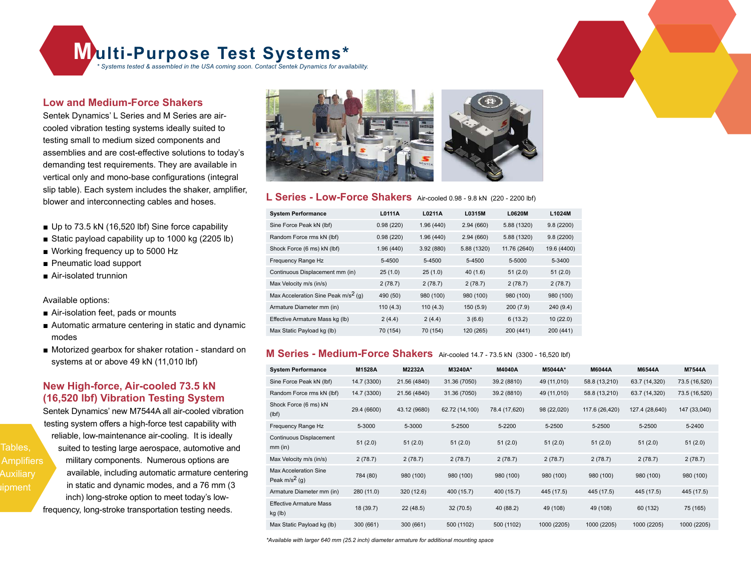# Multi-Purpose Test Systems*

*\* Systems tested & assembled in the USA coming soon. Contact Sentek Dynamics for availability.*

## Low and Medium-Force Shakers

Sentek Dynamics' L Series and M Series are air-cooled vibration testing systems ideally suited to testing small to medium sized components and assemblies and are cost-effective solutions to today's demanding test requirements. They are available in vertical only and mono-base configurations (integral slip table). Each system includes the shaker, amplifier, blower and interconnecting cables and hoses.

- Up to 73.5 kN (16,520 lbf) Sine force capability
- Static payload capability up to 1000 kg (2205 lb)
- Working frequency up to 5000 Hz
- Pneumatic load support
- Air-isolated trunnion

Available options:

- Air-isolation feet, pads or mounts
- Automatic armature centering in static and dynamic modes
- Motorized gearbox for shaker rotation - standard on systems at or above 49 kN (11,010 lbf)

## New High-force, Air-cooled 73.5 kN (16,520 lbf) Vibration Testing System

Sentek Dynamics' new M7544A all air-cooled vibration testing system offers a high-force test capability with reliable, low-maintenance air-cooling. It is ideally suited to testing large aerospace, automotive and military components. Numerous options are available, including automatic armature centering in static and dynamic modes, and a 76 mm (3 inch) long-stroke option to meet today's low-frequency, long-stroke transportation testing needs.

## L Series - Low-Force Shakers

Air-cooled 0.98 - 9.8 kN (220 - 2200 lbf)

| System Performance | L0111A | L0211A | L0315M | L0620M | L1024M |
|---|---|---|---|---|---|
| Sine Force Peak kN (lbf) | 0.98 (220) | 1.96 (440) | 2.94 (660) | 5.88 (1320) | 9.8 (2200) |
| Random Force rms kN (lbf) | 0.98 (220) | 1.96 (440) | 2.94 (660) | 5.88 (1320) | 9.8 (2200) |
| Shock Force (6 ms) kN (lbf) | 1.96 (440) | 3.92 (880) | 5.88 (1320) | 11.76 (2640) | 19.6 (4400) |
| Frequency Range Hz | 5-4500 | 5-4500 | 5-4500 | 5-5000 | 5-3400 |
| Continuous Displacement mm (in) | 25 (1.0) | 25 (1.0) | 40 (1.6) | 51 (2.0) | 51 (2.0) |
| Max Velocity m/s (in/s) | 2 (78.7) | 2 (78.7) | 2 (78.7) | 2 (78.7) | 2 (78.7) |
| Max Acceleration Sine Peak m/s$^2$ (g) | 490 (50) | 980 (100) | 980 (100) | 980 (100) | 980 (100) |
| Armature Diameter mm (in) | 110 (4.3) | 110 (4.3) | 150 (5.9) | 200 (7.9) | 240 (9.4) |
| Effective Armature Mass kg (lb) | 2 (4.4) | 2 (4.4) | 3 (6.6) | 6 (13.2) | 10 (22.0) |
| Max Static Payload kg (lb) | 70 (154) | 70 (154) | 120 (265) | 200 (441) | 200 (441) |

## M Series - Medium-Force Shakers

Air-cooled 14.7 - 73.5 kN (3300 - 16,520 lbf)

| System Performance | M1528A | M2232A | M3240A* | M4040A | M5044A* | M6044A | M6544A | M7544A |
|---|---|---|---|---|---|---|---|---|
| Sine Force Peak kN (lbf) | 14.7 (3300) | 21.56 (4840) | 31.36 (7050) | 39.2 (8810) | 49 (11,010) | 58.8 (13,210) | 63.7 (14,320) | 73.5 (16,520) |
| Random Force rms kN (lbf) | 14.7 (3300) | 21.56 (4840) | 31.36 (7050) | 39.2 (8810) | 49 (11,010) | 58.8 (13,210) | 63.7 (14,320) | 73.5 (16,520) |
| Shock Force (6 ms) kN (lbf) | 29.4 (6600) | 43.12 (9680) | 62.72 (14,100) | 78.4 (17,620) | 98 (22,020) | 117.6 (26,420) | 127.4 (28,640) | 147 (33,040) |
| Frequency Range Hz | 5-3000 | 5-3000 | 5-2500 | 5-2200 | 5-2500 | 5-2500 | 5-2500 | 5-2400 |
| Continuous Displacement mm (in) | 51 (2.0) | 51 (2.0) | 51 (2.0) | 51 (2.0) | 51 (2.0) | 51 (2.0) | 51 (2.0) | 51 (2.0) |
| Max Velocity m/s (in/s) | 2 (78.7) | 2 (78.7) | 2 (78.7) | 2 (78.7) | 2 (78.7) | 2 (78.7) | 2 (78.7) | 2 (78.7) |
| Max Acceleration Sine Peak m/s$^2$ (g) | 784 (80) | 980 (100) | 980 (100) | 980 (100) | 980 (100) | 980 (100) | 980 (100) | 980 (100) |
| Armature Diameter mm (in) | 280 (11.0) | 320 (12.6) | 400 (15.7) | 400 (15.7) | 445 (17.5) | 445 (17.5) | 445 (17.5) | 445 (17.5) |
| Effective Armature Mass kg (lb) | 18 (39.7) | 22 (48.5) | 32 (70.5) | 40 (88.2) | 49 (108) | 49 (108) | 60 (132) | 75 (165) |
| Max Static Payload kg (lb) | 300 (661) | 300 (661) | 500 (1102) | 500 (1102) | 1000 (2205) | 1000 (2205) | 1000 (2205) | 1000 (2205) |

*\*Available with larger 640 mm (25.2 inch) diameter armature for additional mounting space*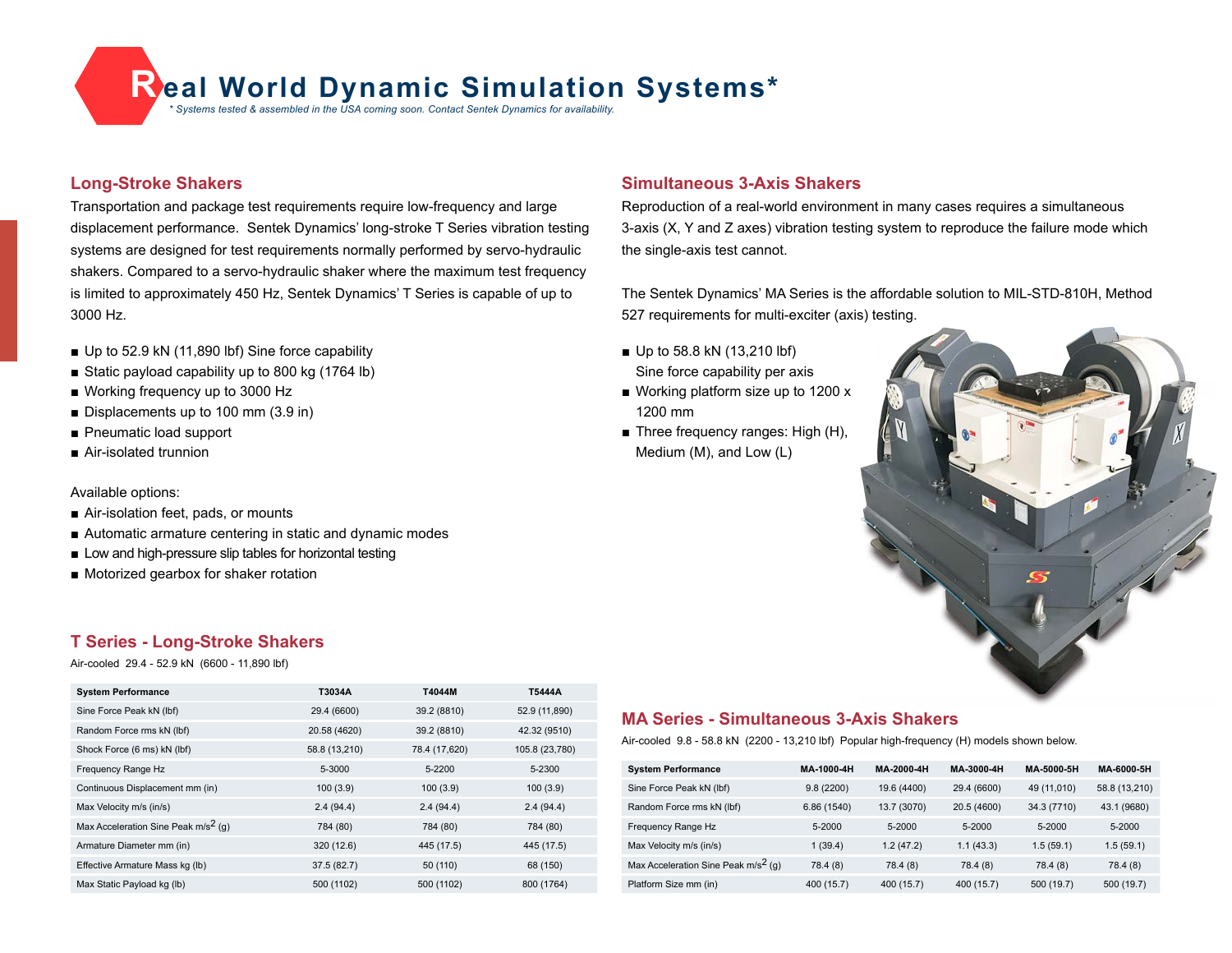# Real World Dynamic Simulation Systems*

*\* Systems tested & assembled in the USA coming soon. Contact Sentek Dynamics for availability.*

## Long-Stroke Shakers

Transportation and package test requirements require low-frequency and large displacement performance. Sentek Dynamics' long-stroke T Series vibration testing systems are designed for test requirements normally performed by servo-hydraulic shakers. Compared to a servo-hydraulic shaker where the maximum test frequency is limited to approximately 450 Hz, Sentek Dynamics' T Series is capable of up to 3000 Hz.

- Up to 52.9 kN (11,890 lbf) Sine force capability
- Static payload capability up to 800 kg (1764 lb)
- Working frequency up to 3000 Hz
- Displacements up to 100 mm (3.9 in)
- Pneumatic load support
- Air-isolated trunnion

Available options:

- Air-isolation feet, pads, or mounts
- Automatic armature centering in static and dynamic modes
- Low and high-pressure slip tables for horizontal testing
- Motorized gearbox for shaker rotation

## T Series - Long-Stroke Shakers

Air-cooled 29.4 - 52.9 kN (6600 - 11,890 lbf)

| System Performance | T3034A | T4044M | T5444A |
|---|---|---|---|
| Sine Force Peak kN (lbf) | 29.4 (6600) | 39.2 (8810) | 52.9 (11,890) |
| Random Force rms kN (lbf) | 20.58 (4620) | 39.2 (8810) | 42.32 (9510) |
| Shock Force (6 ms) kN (lbf) | 58.8 (13,210) | 78.4 (17,620) | 105.8 (23,780) |
| Frequency Range Hz | 5-3000 | 5-2200 | 5-2300 |
| Continuous Displacement mm (in) | 100 (3.9) | 100 (3.9) | 100 (3.9) |
| Max Velocity m/s (in/s) | 2.4 (94.4) | 2.4 (94.4) | 2.4 (94.4) |
| Max Acceleration Sine Peak m/s$^2$ (g) | 784 (80) | 784 (80) | 784 (80) |
| Armature Diameter mm (in) | 320 (12.6) | 445 (17.5) | 445 (17.5) |
| Effective Armature Mass kg (lb) | 37.5 (82.7) | 50 (110) | 68 (150) |
| Max Static Payload kg (lb) | 500 (1102) | 500 (1102) | 800 (1764) |

## Simultaneous 3-Axis Shakers

Reproduction of a real-world environment in many cases requires a simultaneous 3-axis (X, Y and Z axes) vibration testing system to reproduce the failure mode which the single-axis test cannot.

The Sentek Dynamics' MA Series is the affordable solution to MIL-STD-810H, Method 527 requirements for multi-exciter (axis) testing.

- Up to 58.8 kN (13,210 lbf) Sine force capability per axis
- Working platform size up to 1200 x 1200 mm
- Three frequency ranges: High (H), Medium (M), and Low (L)

## MA Series - Simultaneous 3-Axis Shakers

Air-cooled 9.8 - 58.8 kN (2200 - 13,210 lbf) Popular high-frequency (H) models shown below.

| System Performance | MA-1000-4H | MA-2000-4H | MA-3000-4H | MA-5000-5H | MA-6000-5H |
|---|---|---|---|---|---|
| Sine Force Peak kN (lbf) | 9.8 (2200) | 19.6 (4400) | 29.4 (6600) | 49 (11,010) | 58.8 (13,210) |
| Random Force rms kN (lbf) | 6.86 (1540) | 13.7 (3070) | 20.5 (4600) | 34.3 (7710) | 43.1 (9680) |
| Frequency Range Hz | 5-2000 | 5-2000 | 5-2000 | 5-2000 | 5-2000 |
| Max Velocity m/s (in/s) | 1 (39.4) | 1.2 (47.2) | 1.1 (43.3) | 1.5 (59.1) | 1.5 (59.1) |
| Max Acceleration Sine Peak m/s$^2$ (g) | 78.4 (8) | 78.4 (8) | 78.4 (8) | 78.4 (8) | 78.4 (8) |
| Platform Size mm (in) | 400 (15.7) | 400 (15.7) | 400 (15.7) | 500 (19.7) | 500 (19.7) |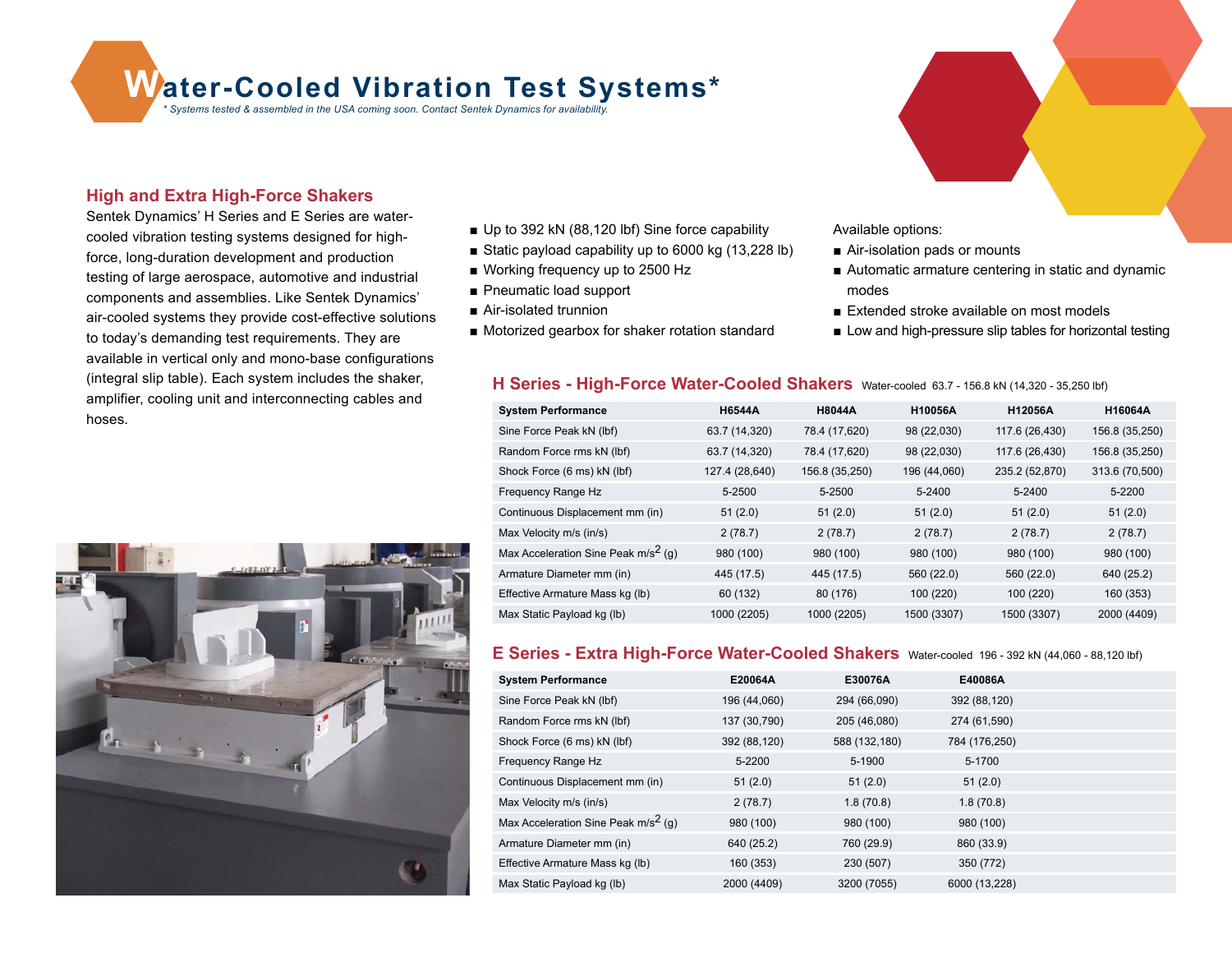# Water-Cooled Vibration Test Systems*

*\* Systems tested & assembled in the USA coming soon. Contact Sentek Dynamics for availability.*

## High and Extra High-Force Shakers

Sentek Dynamics' H Series and E Series are water-cooled vibration testing systems designed for high-force, long-duration development and production testing of large aerospace, automotive and industrial components and assemblies. Like Sentek Dynamics' air-cooled systems they provide cost-effective solutions to today's demanding test requirements. They are available in vertical only and mono-base configurations (integral slip table). Each system includes the shaker, amplifier, cooling unit and interconnecting cables and hoses.

- Up to 392 kN (88,120 lbf) Sine force capability
- Static payload capability up to 6000 kg (13,228 lb)
- Working frequency up to 2500 Hz
- Pneumatic load support
- Air-isolated trunnion
- Motorized gearbox for shaker rotation standard

Available options:

- Air-isolation pads or mounts
- Automatic armature centering in static and dynamic modes
- Extended stroke available on most models
- Low and high-pressure slip tables for horizontal testing

### H Series - High-Force Water-Cooled Shakers

Water-cooled 63.7 - 156.8 kN (14,320 - 35,250 lbf)

| System Performance | H6544A | H8044A | H10056A | H12056A | H16064A |
|---|---|---|---|---|---|
| Sine Force Peak kN (lbf) | 63.7 (14,320) | 78.4 (17,620) | 98 (22,030) | 117.6 (26,430) | 156.8 (35,250) |
| Random Force rms kN (lbf) | 63.7 (14,320) | 78.4 (17,620) | 98 (22,030) | 117.6 (26,430) | 156.8 (35,250) |
| Shock Force (6 ms) kN (lbf) | 127.4 (28,640) | 156.8 (35,250) | 196 (44,060) | 235.2 (52,870) | 313.6 (70,500) |
| Frequency Range Hz | 5-2500 | 5-2500 | 5-2400 | 5-2400 | 5-2200 |
| Continuous Displacement mm (in) | 51 (2.0) | 51 (2.0) | 51 (2.0) | 51 (2.0) | 51 (2.0) |
| Max Velocity m/s (in/s) | 2 (78.7) | 2 (78.7) | 2 (78.7) | 2 (78.7) | 2 (78.7) |
| Max Acceleration Sine Peak $m/s^2$ (g) | 980 (100) | 980 (100) | 980 (100) | 980 (100) | 980 (100) |
| Armature Diameter mm (in) | 445 (17.5) | 445 (17.5) | 560 (22.0) | 560 (22.0) | 640 (25.2) |
| Effective Armature Mass kg (lb) | 60 (132) | 80 (176) | 100 (220) | 100 (220) | 160 (353) |
| Max Static Payload kg (lb) | 1000 (2205) | 1000 (2205) | 1500 (3307) | 1500 (3307) | 2000 (4409) |

### E Series - Extra High-Force Water-Cooled Shakers

Water-cooled 196 - 392 kN (44,060 - 88,120 lbf)

| System Performance | E20064A | E30076A | E40086A |
|---|---|---|---|
| Sine Force Peak kN (lbf) | 196 (44,060) | 294 (66,090) | 392 (88,120) |
| Random Force rms kN (lbf) | 137 (30,790) | 205 (46,080) | 274 (61,590) |
| Shock Force (6 ms) kN (lbf) | 392 (88,120) | 588 (132,180) | 784 (176,250) |
| Frequency Range Hz | 5-2200 | 5-1900 | 5-1700 |
| Continuous Displacement mm (in) | 51 (2.0) | 51 (2.0) | 51 (2.0) |
| Max Velocity m/s (in/s) | 2 (78.7) | 1.8 (70.8) | 1.8 (70.8) |
| Max Acceleration Sine Peak $m/s^2$ (g) | 980 (100) | 980 (100) | 980 (100) |
| Armature Diameter mm (in) | 640 (25.2) | 760 (29.9) | 860 (33.9) |
| Effective Armature Mass kg (lb) | 160 (353) | 230 (507) | 350 (772) |
| Max Static Payload kg (lb) | 2000 (4409) | 3200 (7055) | 6000 (13,228) |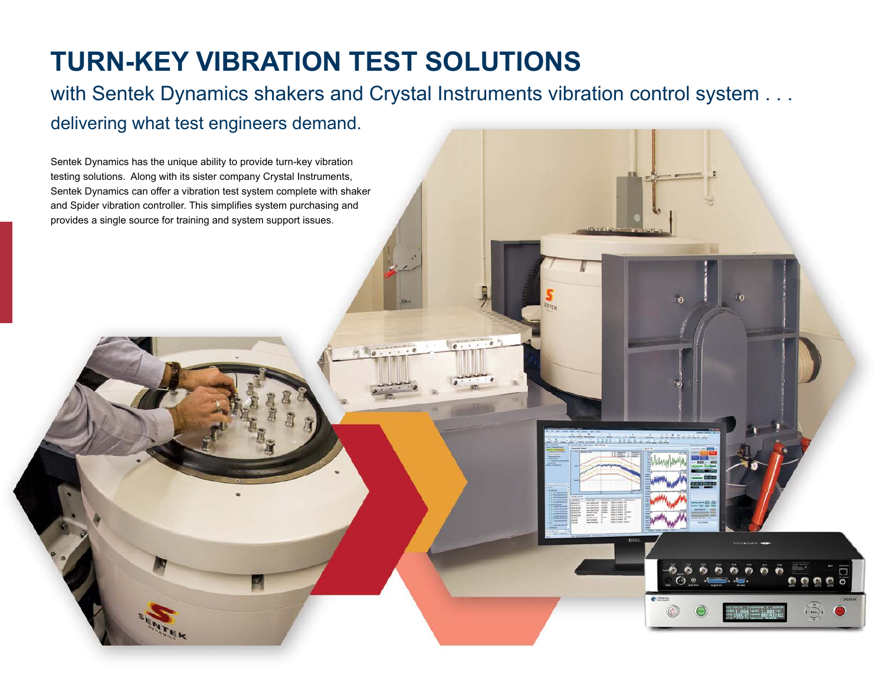# TURN-KEY VIBRATION TEST SOLUTIONS

## with Sentek Dynamics shakers and Crystal Instruments vibration control system . . . delivering what test engineers demand.

Sentek Dynamics has the unique ability to provide turn-key vibration testing solutions. Along with its sister company Crystal Instruments, Sentek Dynamics can offer a vibration test system complete with shaker and Spider vibration controller. This simplifies system purchasing and provides a single source for training and system support issues.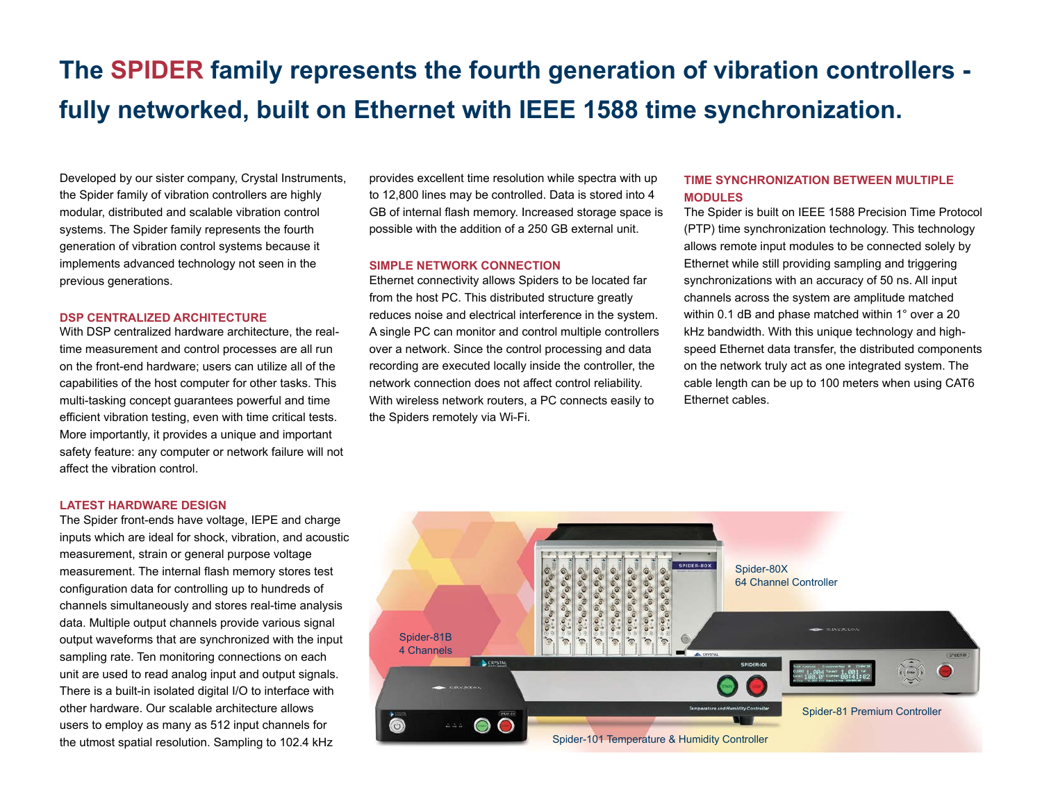# The SPIDER family represents the fourth generation of vibration controllers - fully networked, built on Ethernet with IEEE 1588 time synchronization.

Developed by our sister company, Crystal Instruments, the Spider family of vibration controllers are highly modular, distributed and scalable vibration control systems. The Spider family represents the fourth generation of vibration control systems because it implements advanced technology not seen in the previous generations.

### DSP CENTRALIZED ARCHITECTURE

With DSP centralized hardware architecture, the real-time measurement and control processes are all run on the front-end hardware; users can utilize all of the capabilities of the host computer for other tasks. This multi-tasking concept guarantees powerful and time efficient vibration testing, even with time critical tests. More importantly, it provides a unique and important safety feature: any computer or network failure will not affect the vibration control.

### LATEST HARDWARE DESIGN

The Spider front-ends have voltage, IEPE and charge inputs which are ideal for shock, vibration, and acoustic measurement, strain or general purpose voltage measurement. The internal flash memory stores test configuration data for controlling up to hundreds of channels simultaneously and stores real-time analysis data. Multiple output channels provide various signal output waveforms that are synchronized with the input sampling rate. Ten monitoring connections on each unit are used to read analog input and output signals. There is a built-in isolated digital I/O to interface with other hardware. Our scalable architecture allows users to employ as many as 512 input channels for the utmost spatial resolution. Sampling to 102.4 kHz provides excellent time resolution while spectra with up to 12,800 lines may be controlled. Data is stored into 4 GB of internal flash memory. Increased storage space is possible with the addition of a 250 GB external unit.

### SIMPLE NETWORK CONNECTION

Ethernet connectivity allows Spiders to be located far from the host PC. This distributed structure greatly reduces noise and electrical interference in the system. A single PC can monitor and control multiple controllers over a network. Since the control processing and data recording are executed locally inside the controller, the network connection does not affect control reliability. With wireless network routers, a PC connects easily to the Spiders remotely via Wi-Fi.

### TIME SYNCHRONIZATION BETWEEN MULTIPLE MODULES

The Spider is built on IEEE 1588 Precision Time Protocol (PTP) time synchronization technology. This technology allows remote input modules to be connected solely by Ethernet while still providing sampling and triggering synchronizations with an accuracy of 50 ns. All input channels across the system are amplitude matched within 0.1 dB and phase matched within 1° over a 20 kHz bandwidth. With this unique technology and high-speed Ethernet data transfer, the distributed components on the network truly act as one integrated system. The cable length can be up to 100 meters when using CAT6 Ethernet cables.

Spider-80X
64 Channel Controller

Spider-81B
4 Channels

Spider-81 Premium Controller

Spider-101 Temperature & Humidity Controller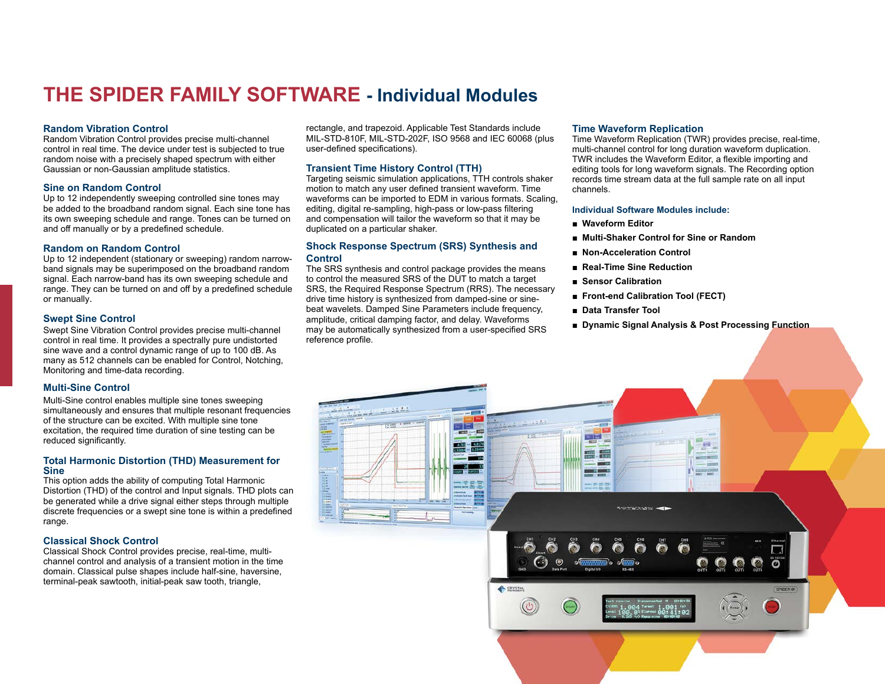# THE SPIDER FAMILY SOFTWARE - Individual Modules

### Random Vibration Control

Random Vibration Control provides precise multi-channel control in real time. The device under test is subjected to true random noise with a precisely shaped spectrum with either Gaussian or non-Gaussian amplitude statistics.

### Sine on Random Control

Up to 12 independently sweeping controlled sine tones may be added to the broadband random signal. Each sine tone has its own sweeping schedule and range. Tones can be turned on and off manually or by a predefined schedule.

### Random on Random Control

Up to 12 independent (stationary or sweeping) random narrow-band signals may be superimposed on the broadband random signal. Each narrow-band has its own sweeping schedule and range. They can be turned on and off by a predefined schedule or manually.

### Swept Sine Control

Swept Sine Vibration Control provides precise multi-channel control in real time. It provides a spectrally pure undistorted sine wave and a control dynamic range of up to 100 dB. As many as 512 channels can be enabled for Control, Notching, Monitoring and time-data recording.

### Multi-Sine Control

Multi-Sine control enables multiple sine tones sweeping simultaneously and ensures that multiple resonant frequencies of the structure can be excited. With multiple sine tone excitation, the required time duration of sine testing can be reduced significantly.

### Total Harmonic Distortion (THD) Measurement for Sine

This option adds the ability of computing Total Harmonic Distortion (THD) of the control and Input signals. THD plots can be generated while a drive signal either steps through multiple discrete frequencies or a swept sine tone is within a predefined range.

### Classical Shock Control

Classical Shock Control provides precise, real-time, multi-channel control and analysis of a transient motion in the time domain. Classical pulse shapes include half-sine, haversine, terminal-peak sawtooth, initial-peak saw tooth, triangle, rectangle, and trapezoid. Applicable Test Standards include MIL-STD-810F, MIL-STD-202F, ISO 9568 and IEC 60068 (plus user-defined specifications).

### Transient Time History Control (TTH)

Targeting seismic simulation applications, TTH controls shaker motion to match any user defined transient waveform. Time waveforms can be imported to EDM in various formats. Scaling, editing, digital re-sampling, high-pass or low-pass filtering and compensation will tailor the waveform so that it may be duplicated on a particular shaker.

### Shock Response Spectrum (SRS) Synthesis and Control

The SRS synthesis and control package provides the means to control the measured SRS of the DUT to match a target SRS, the Required Response Spectrum (RRS). The necessary drive time history is synthesized from damped-sine or sine-beat wavelets. Damped Sine Parameters include frequency, amplitude, critical damping factor, and delay. Waveforms may be automatically synthesized from a user-specified SRS reference profile.

### Time Waveform Replication

Time Waveform Replication (TWR) provides precise, real-time, multi-channel control for long duration waveform duplication. TWR includes the Waveform Editor, a flexible importing and editing tools for long waveform signals. The Recording option records time stream data at the full sample rate on all input channels.

#### Individual Software Modules include:

- **Waveform Editor**
- **Multi-Shaker Control for Sine or Random**
- **Non-Acceleration Control**
- **Real-Time Sine Reduction**
- **Sensor Calibration**
- **Front-end Calibration Tool (FECT)**
- **Data Transfer Tool**
- **Dynamic Signal Analysis & Post Processing Function**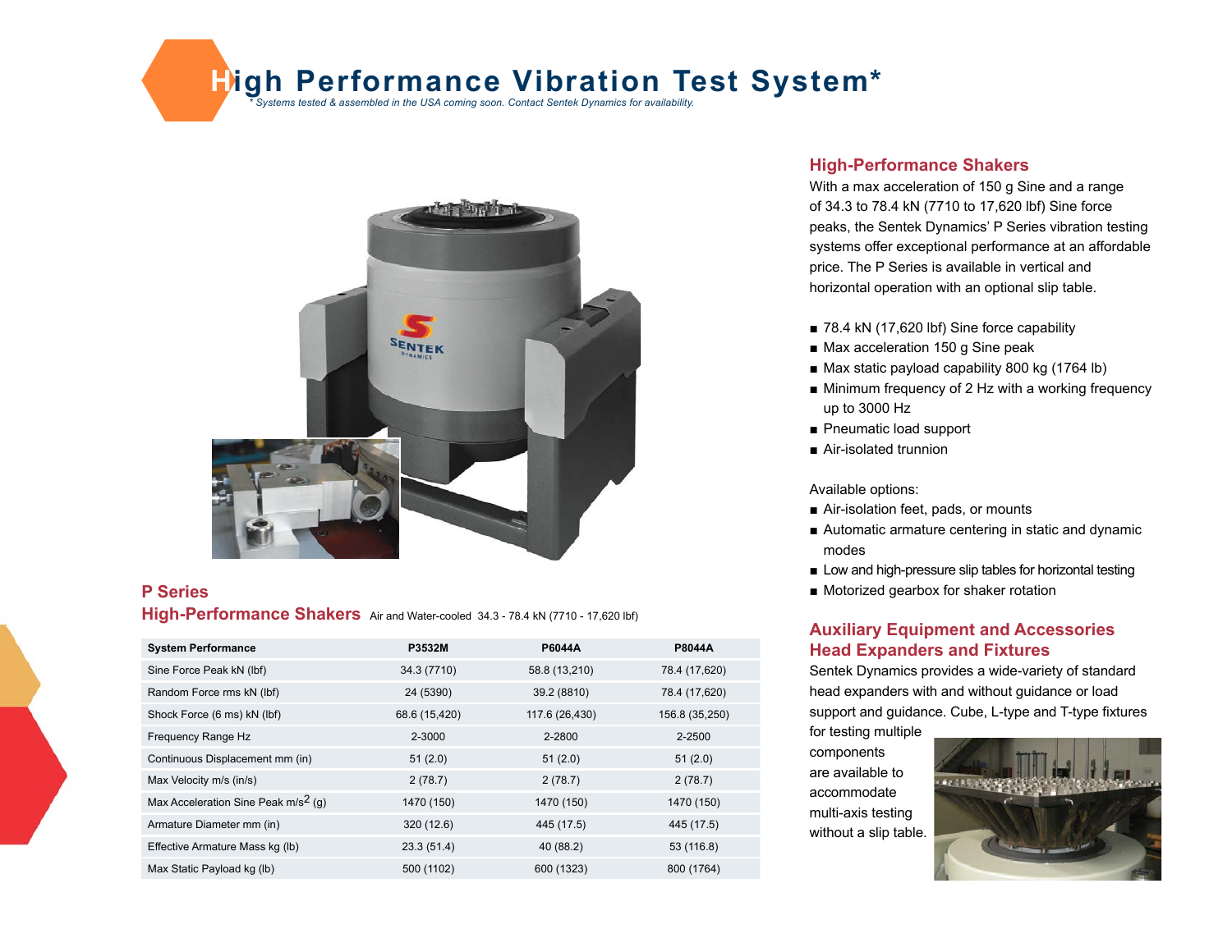# High Performance Vibration Test System*

*\* Systems tested & assembled in the USA coming soon. Contact Sentek Dynamics for availability.*

## High-Performance Shakers

With a max acceleration of 150 g Sine and a range of 34.3 to 78.4 kN (7710 to 17,620 lbf) Sine force peaks, the Sentek Dynamics' P Series vibration testing systems offer exceptional performance at an affordable price. The P Series is available in vertical and horizontal operation with an optional slip table.

- 78.4 kN (17,620 lbf) Sine force capability
- Max acceleration 150 g Sine peak
- Max static payload capability 800 kg (1764 lb)
- Minimum frequency of 2 Hz with a working frequency up to 3000 Hz
- Pneumatic load support
- Air-isolated trunnion

Available options:

- Air-isolation feet, pads, or mounts
- Automatic armature centering in static and dynamic modes
- Low and high-pressure slip tables for horizontal testing
- Motorized gearbox for shaker rotation

## P Series

## High-Performance Shakers

Air and Water-cooled 34.3 - 78.4 kN (7710 - 17,620 lbf)

| System Performance | P3532M | P6044A | P8044A |
|---|---|---|---|
| Sine Force Peak kN (lbf) | 34.3 (7710) | 58.8 (13,210) | 78.4 (17,620) |
| Random Force rms kN (lbf) | 24 (5390) | 39.2 (8810) | 78.4 (17,620) |
| Shock Force (6 ms) kN (lbf) | 68.6 (15,420) | 117.6 (26,430) | 156.8 (35,250) |
| Frequency Range Hz | 2-3000 | 2-2800 | 2-2500 |
| Continuous Displacement mm (in) | 51 (2.0) | 51 (2.0) | 51 (2.0) |
| Max Velocity m/s (in/s) | 2 (78.7) | 2 (78.7) | 2 (78.7) |
| Max Acceleration Sine Peak $m/s^2$ (g) | 1470 (150) | 1470 (150) | 1470 (150) |
| Armature Diameter mm (in) | 320 (12.6) | 445 (17.5) | 445 (17.5) |
| Effective Armature Mass kg (lb) | 23.3 (51.4) | 40 (88.2) | 53 (116.8) |
| Max Static Payload kg (lb) | 500 (1102) | 600 (1323) | 800 (1764) |

## Auxiliary Equipment and Accessories

## Head Expanders and Fixtures

Sentek Dynamics provides a wide-variety of standard head expanders with and without guidance or load support and guidance. Cube, L-type and T-type fixtures for testing multiple components are available to accommodate multi-axis testing without a slip table.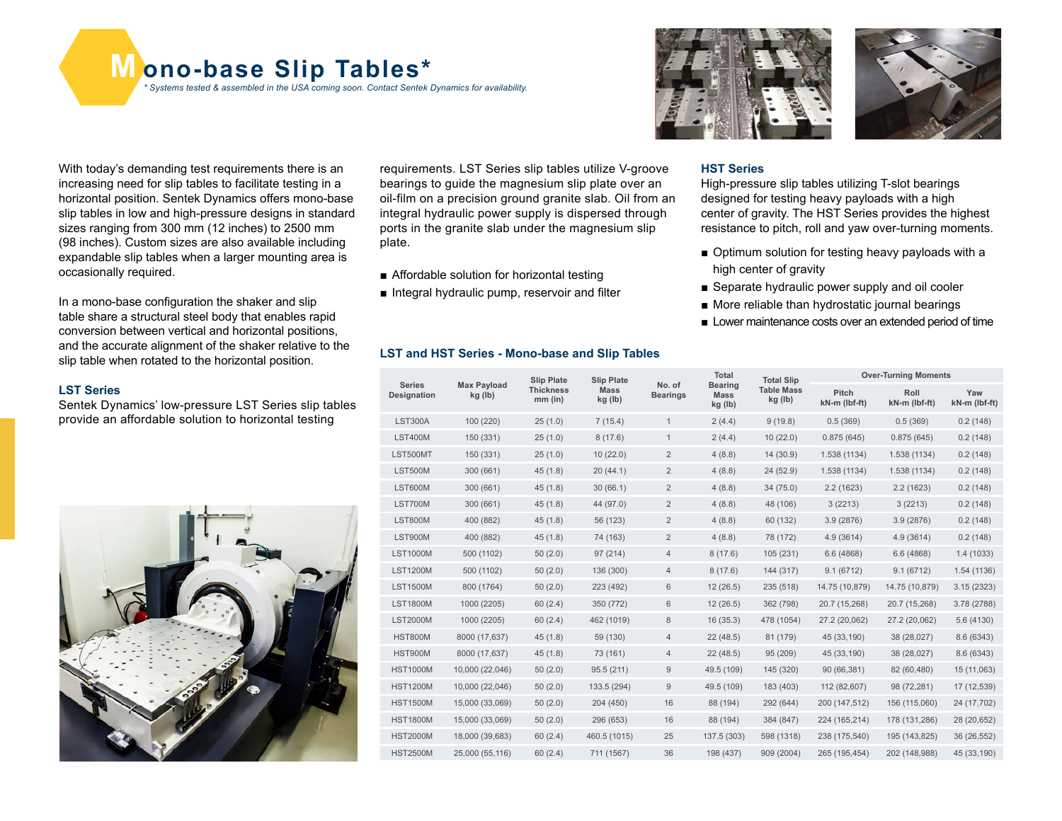# Mono-base Slip Tables*

*\* Systems tested & assembled in the USA coming soon. Contact Sentek Dynamics for availability.*

With today's demanding test requirements there is an increasing need for slip tables to facilitate testing in a horizontal position. Sentek Dynamics offers mono-base slip tables in low and high-pressure designs in standard sizes ranging from 300 mm (12 inches) to 2500 mm (98 inches). Custom sizes are also available including expandable slip tables when a larger mounting area is occasionally required.

In a mono-base configuration the shaker and slip table share a structural steel body that enables rapid conversion between vertical and horizontal positions, and the accurate alignment of the shaker relative to the slip table when rotated to the horizontal position.

### LST Series

Sentek Dynamics' low-pressure LST Series slip tables provide an affordable solution to horizontal testing requirements. LST Series slip tables utilize V-groove bearings to guide the magnesium slip plate over an oil-film on a precision ground granite slab. Oil from an integral hydraulic power supply is dispersed through ports in the granite slab under the magnesium slip plate.

- Affordable solution for horizontal testing
- Integral hydraulic pump, reservoir and filter

### HST Series

High-pressure slip tables utilizing T-slot bearings designed for testing heavy payloads with a high center of gravity. The HST Series provides the highest resistance to pitch, roll and yaw over-turning moments.

- Optimum solution for testing heavy payloads with a high center of gravity
- Separate hydraulic power supply and oil cooler
- More reliable than hydrostatic journal bearings
- Lower maintenance costs over an extended period of time

### LST and HST Series - Mono-base and Slip Tables

| Series Designation | Max Payload kg (lb) | Slip Plate Thickness mm (in) | Slip Plate Mass kg (lb) | No. of Bearings | Total Bearing Mass kg (lb) | Total Slip Table Mass kg (lb) | Over-Turning Moments | | |
|---|---|---|---|---|---|---|---|---|---|
| | | | | | | | Pitch kN-m (lbf-ft) | Roll kN-m (lbf-ft) | Yaw kN-m (lbf-ft) |
| LST300A | 100 (220) | 25 (1.0) | 7 (15.4) | 1 | 2 (4.4) | 9 (19.8) | 0.5 (369) | 0.5 (369) | 0.2 (148) |
| LST400M | 150 (331) | 25 (1.0) | 8 (17.6) | 1 | 2 (4.4) | 10 (22.0) | 0.875 (645) | 0.875 (645) | 0.2 (148) |
| LST500MT | 150 (331) | 25 (1.0) | 10 (22.0) | 2 | 4 (8.8) | 14 (30.9) | 1.538 (1134) | 1.538 (1134) | 0.2 (148) |
| LST500M | 300 (661) | 45 (1.8) | 20 (44.1) | 2 | 4 (8.8) | 24 (52.9) | 1.538 (1134) | 1.538 (1134) | 0.2 (148) |
| LST600M | 300 (661) | 45 (1.8) | 30 (66.1) | 2 | 4 (8.8) | 34 (75.0) | 2.2 (1623) | 2.2 (1623) | 0.2 (148) |
| LST700M | 300 (661) | 45 (1.8) | 44 (97.0) | 2 | 4 (8.8) | 48 (106) | 3 (2213) | 3 (2213) | 0.2 (148) |
| LST800M | 400 (882) | 45 (1.8) | 56 (123) | 2 | 4 (8.8) | 60 (132) | 3.9 (2876) | 3.9 (2876) | 0.2 (148) |
| LST900M | 400 (882) | 45 (1.8) | 74 (163) | 2 | 4 (8.8) | 78 (172) | 4.9 (3614) | 4.9 (3614) | 0.2 (148) |
| LST1000M | 500 (1102) | 50 (2.0) | 97 (214) | 4 | 8 (17.6) | 105 (231) | 6.6 (4868) | 6.6 (4868) | 1.4 (1033) |
| LST1200M | 500 (1102) | 50 (2.0) | 136 (300) | 4 | 8 (17.6) | 144 (317) | 9.1 (6712) | 9.1 (6712) | 1.54 (1136) |
| LST1500M | 800 (1764) | 50 (2.0) | 223 (492) | 6 | 12 (26.5) | 235 (518) | 14.75 (10,879) | 14.75 (10,879) | 3.15 (2323) |
| LST1800M | 1000 (2205) | 60 (2.4) | 350 (772) | 6 | 12 (26.5) | 362 (798) | 20.7 (15,268) | 20.7 (15,268) | 3.78 (2788) |
| LST2000M | 1000 (2205) | 60 (2.4) | 462 (1019) | 8 | 16 (35.3) | 478 (1054) | 27.2 (20,062) | 27.2 (20,062) | 5.6 (4130) |
| HST800M | 8000 (17,637) | 45 (1.8) | 59 (130) | 4 | 22 (48.5) | 81 (179) | 45 (33,190) | 38 (28,027) | 8.6 (6343) |
| HST900M | 8000 (17,637) | 45 (1.8) | 73 (161) | 4 | 22 (48.5) | 95 (209) | 45 (33,190) | 38 (28,027) | 8.6 (6343) |
| HST1000M | 10,000 (22,046) | 50 (2.0) | 95.5 (211) | 9 | 49.5 (109) | 145 (320) | 90 (66,381) | 82 (60,480) | 15 (11,063) |
| HST1200M | 10,000 (22,046) | 50 (2.0) | 133.5 (294) | 9 | 49.5 (109) | 183 (403) | 112 (82,607) | 98 (72,281) | 17 (12,539) |
| HST1500M | 15,000 (33,069) | 50 (2.0) | 204 (450) | 16 | 88 (194) | 292 (644) | 200 (147,512) | 156 (115,060) | 24 (17,702) |
| HST1800M | 15,000 (33,069) | 50 (2.0) | 296 (653) | 16 | 88 (194) | 384 (847) | 224 (165,214) | 178 (131,286) | 28 (20,652) |
| HST2000M | 18,000 (39,683) | 60 (2.4) | 460.5 (1015) | 25 | 137.5 (303) | 598 (1318) | 238 (175,540) | 195 (143,825) | 36 (26,552) |
| HST2500M | 25,000 (55,116) | 60 (2.4) | 711 (1567) | 36 | 198 (437) | 909 (2004) | 265 (195,454) | 202 (148,988) | 45 (33,190) |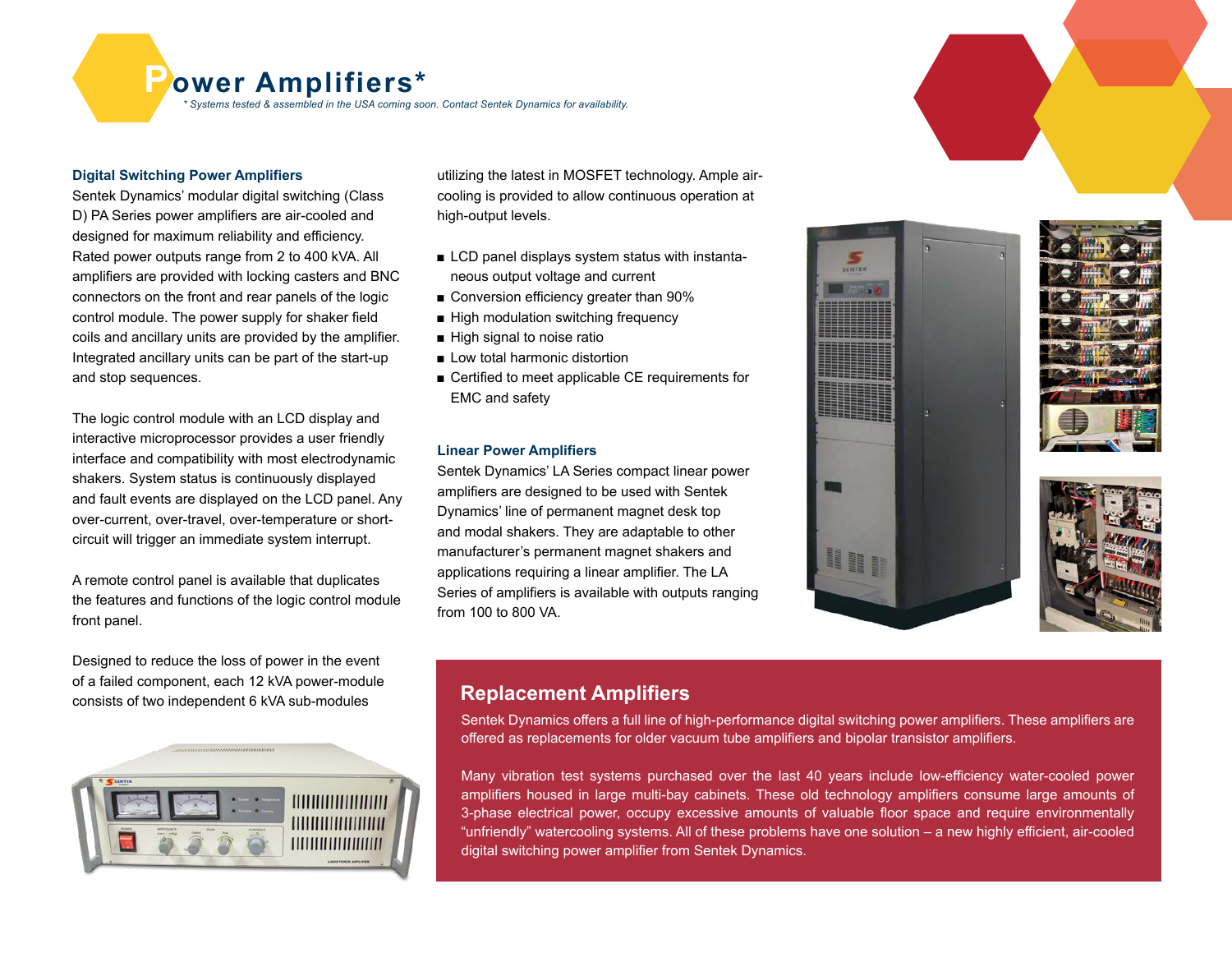# Power Amplifiers*

*\* Systems tested & assembled in the USA coming soon. Contact Sentek Dynamics for availability.*

### Digital Switching Power Amplifiers

Sentek Dynamics' modular digital switching (Class D) PA Series power amplifiers are air-cooled and designed for maximum reliability and efficiency. Rated power outputs range from 2 to 400 kVA. All amplifiers are provided with locking casters and BNC connectors on the front and rear panels of the logic control module. The power supply for shaker field coils and ancillary units are provided by the amplifier. Integrated ancillary units can be part of the start-up and stop sequences.

The logic control module with an LCD display and interactive microprocessor provides a user friendly interface and compatibility with most electrodynamic shakers. System status is continuously displayed and fault events are displayed on the LCD panel. Any over-current, over-travel, over-temperature or short-circuit will trigger an immediate system interrupt.

A remote control panel is available that duplicates the features and functions of the logic control module front panel.

Designed to reduce the loss of power in the event of a failed component, each 12 kVA power-module consists of two independent 6 kVA sub-modules utilizing the latest in MOSFET technology. Ample air-cooling is provided to allow continuous operation at high-output levels.

- LCD panel displays system status with instantaneous output voltage and current
- Conversion efficiency greater than 90%
- High modulation switching frequency
- High signal to noise ratio
- Low total harmonic distortion
- Certified to meet applicable CE requirements for EMC and safety

### Linear Power Amplifiers

Sentek Dynamics' LA Series compact linear power amplifiers are designed to be used with Sentek Dynamics' line of permanent magnet desk top and modal shakers. They are adaptable to other manufacturer's permanent magnet shakers and applications requiring a linear amplifier. The LA Series of amplifiers is available with outputs ranging from 100 to 800 VA.

## Replacement Amplifiers

Sentek Dynamics offers a full line of high-performance digital switching power amplifiers. These amplifiers are offered as replacements for older vacuum tube amplifiers and bipolar transistor amplifiers.

Many vibration test systems purchased over the last 40 years include low-efficiency water-cooled power amplifiers housed in large multi-bay cabinets. These old technology amplifiers consume large amounts of 3-phase electrical power, occupy excessive amounts of valuable floor space and require environmentally "unfriendly" watercooling systems. All of these problems have one solution – a new highly efficient, air-cooled digital switching power amplifier from Sentek Dynamics.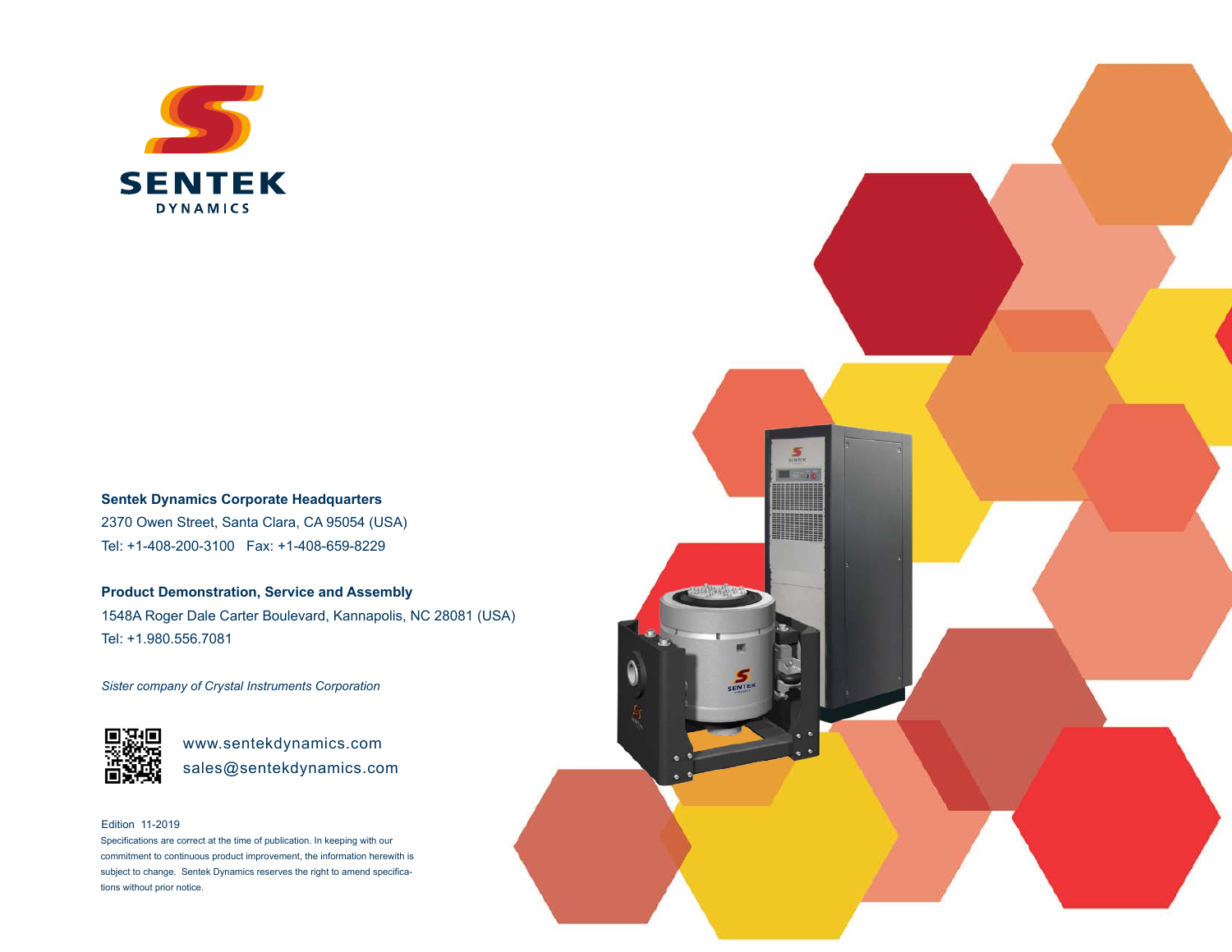SENTEK

DYNAMICS

**Sentek Dynamics Corporate Headquarters**
2370 Owen Street, Santa Clara, CA 95054 (USA)
Tel: +1-408-200-3100   Fax: +1-408-659-8229

**Product Demonstration, Service and Assembly**
1548A Roger Dale Carter Boulevard, Kannapolis, NC 28081 (USA)
Tel: +1.980.556.7081

*Sister company of Crystal Instruments Corporation*

www.sentekdynamics.com
sales@sentekdynamics.com

Edition 11-2019
Specifications are correct at the time of publication. In keeping with our commitment to continuous product improvement, the information herewith is subject to change. Sentek Dynamics reserves the right to amend specifications without prior notice.